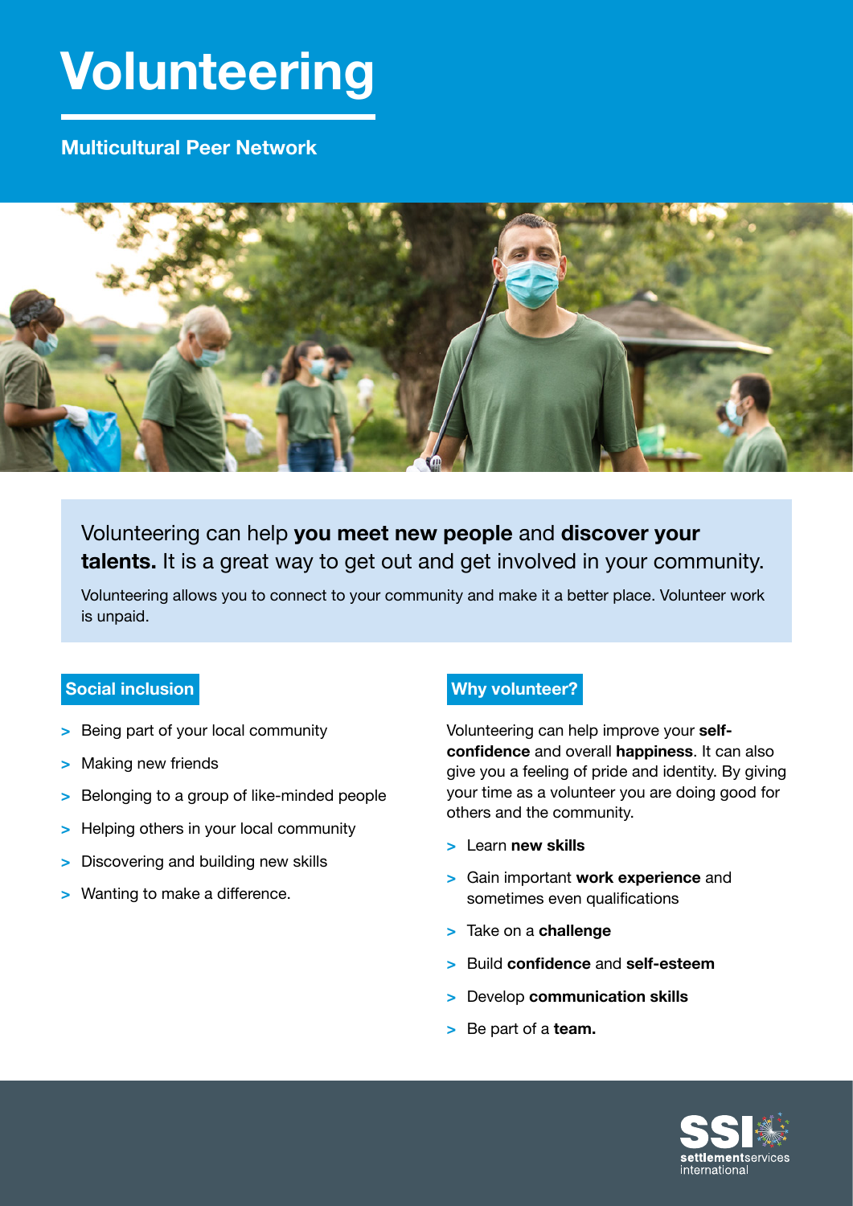# Volunteering

**Multicultural Peer Network**

Volunteering can help **you meet new people** and **discover your talents.** It is a great way to get out and get involved in your community.

Volunteering allows you to connect to your community and make it a better place. Volunteer work is unpaid.

## Social inclusion

- Being part of your local community
- Making new friends
- Belonging to a group of like-minded people
- Helping others in your local community
- Discovering and building new skills
- Wanting to make a difference.

## Why volunteer?

Volunteering can help improve your **self-confidence** and overall **happiness**. It can also give you a feeling of pride and identity. By giving your time as a volunteer you are doing good for others and the community.

- Learn **new skills**
- Gain important **work experience** and sometimes even qualifications
- Take on a **challenge**
- Build **confidence** and **self-esteem**
- Develop **communication skills**
- Be part of a **team.**

SSI settlementservices international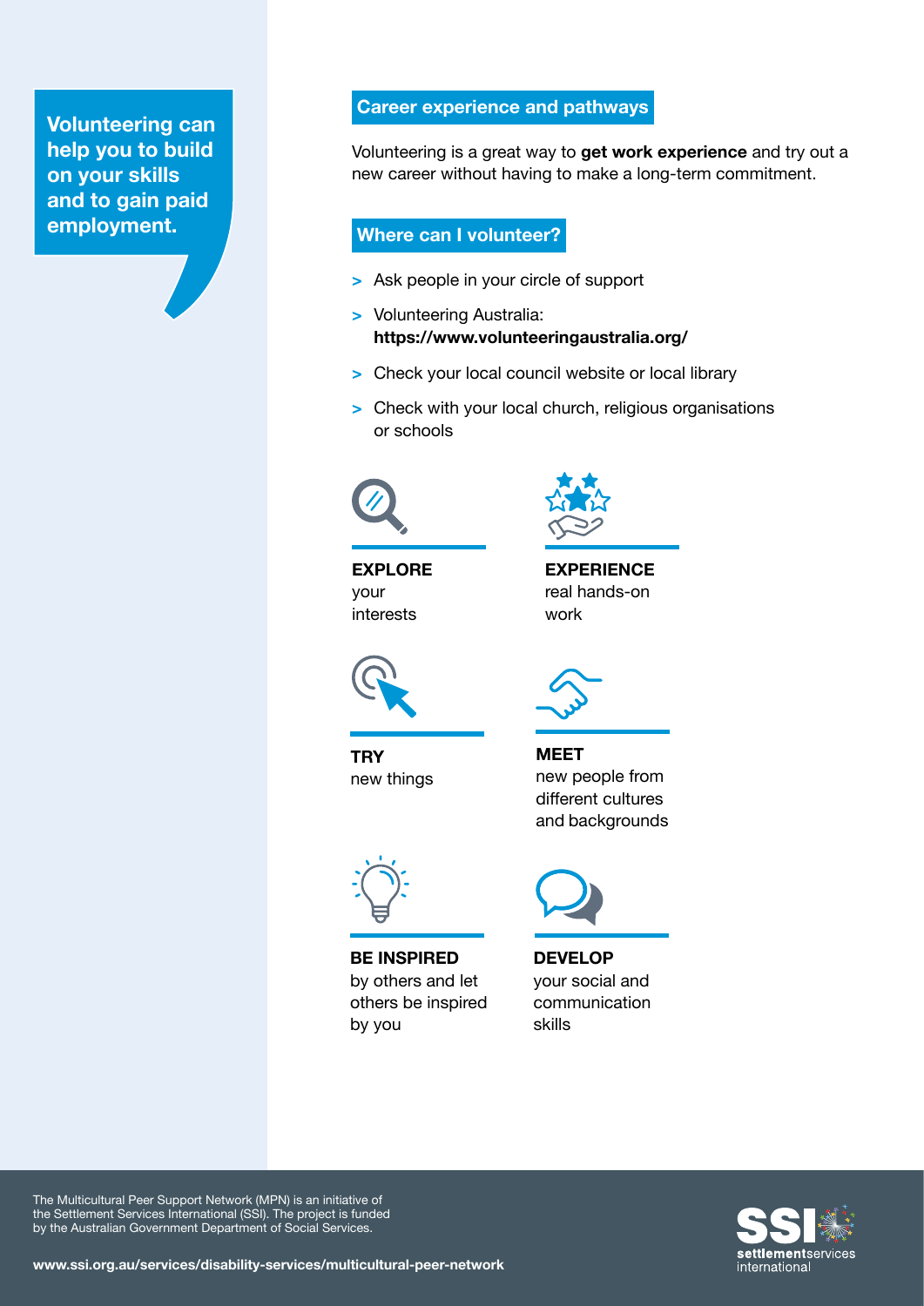**Volunteering can help you to build on your skills and to gain paid employment.**

## Career experience and pathways

Volunteering is a great way to **get work experience** and try out a new career without having to make a long-term commitment.

## Where can I volunteer?

- Ask people in your circle of support
- Volunteering Australia: **https://www.volunteeringaustralia.org/**
- Check your local council website or local library
- Check with your local church, religious organisations or schools

**EXPLORE** your interests

**EXPERIENCE** real hands-on work

**TRY** new things

**MEET** new people from different cultures and backgrounds

**BE INSPIRED** by others and let others be inspired by you

**DEVELOP** your social and communication skills

The Multicultural Peer Support Network (MPN) is an initiative of the Settlement Services International (SSI). The project is funded by the Australian Government Department of Social Services.

**www.ssi.org.au/services/disability-services/multicultural-peer-network**

SSI settlementservices international